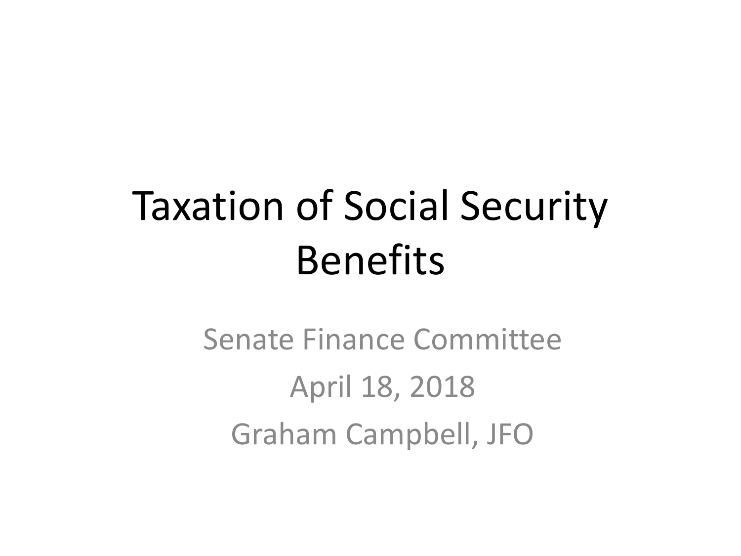# Taxation of Social Security Benefits

Senate Finance Committee

April 18, 2018

Graham Campbell, JFO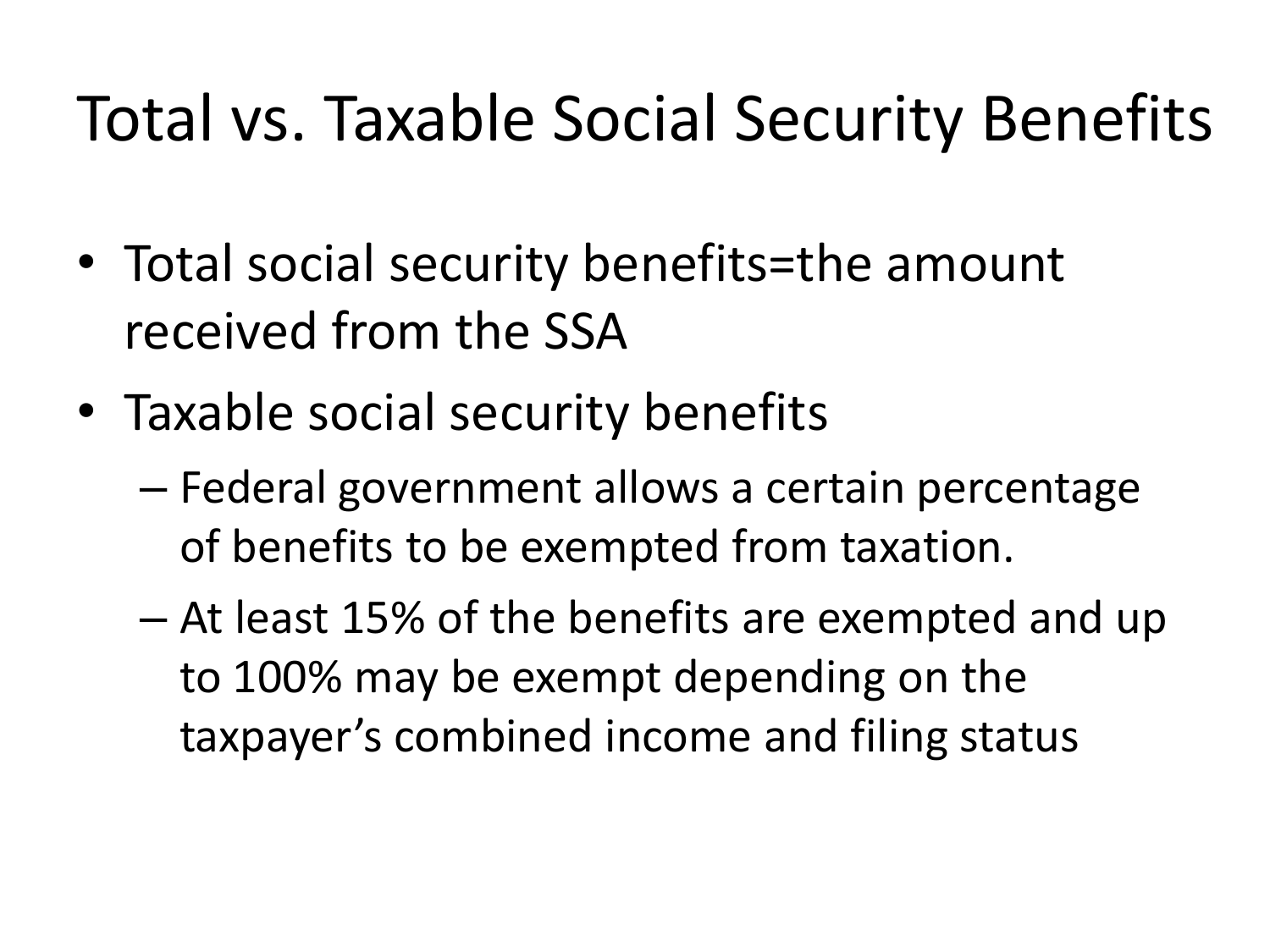# Total vs. Taxable Social Security Benefits

- Total social security benefits=the amount received from the SSA
- Taxable social security benefits
  - Federal government allows a certain percentage of benefits to be exempted from taxation.
  - At least 15% of the benefits are exempted and up to 100% may be exempt depending on the taxpayer's combined income and filing status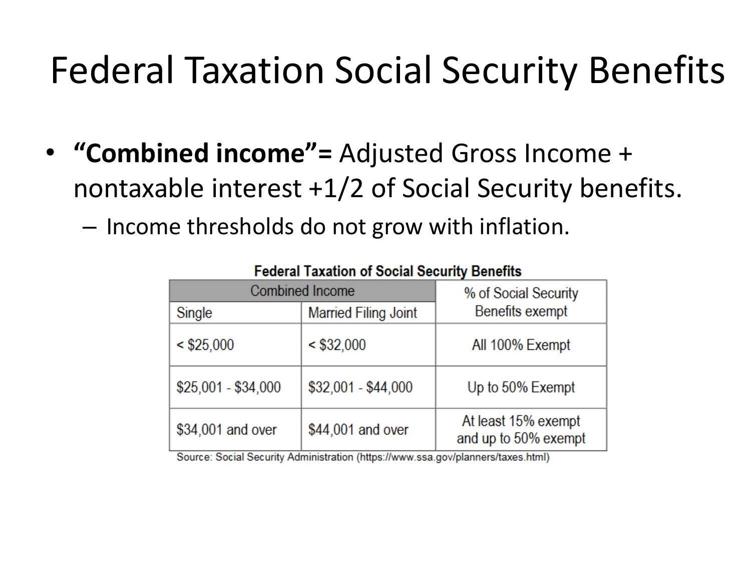# Federal Taxation Social Security Benefits

- **"Combined income"=** Adjusted Gross Income + nontaxable interest +1/2 of Social Security benefits.
  - Income thresholds do not grow with inflation.

**Federal Taxation of Social Security Benefits**

| Combined Income | | % of Social Security Benefits exempt |
|---|---|---|
| Single | Married Filing Joint | |
| < $25,000 | < $32,000 | All 100% Exempt |
| $25,001 - $34,000 | $32,001 - $44,000 | Up to 50% Exempt |
| $34,001 and over | $44,001 and over | At least 15% exempt and up to 50% exempt |

Source: Social Security Administration (https://www.ssa.gov/planners/taxes.html)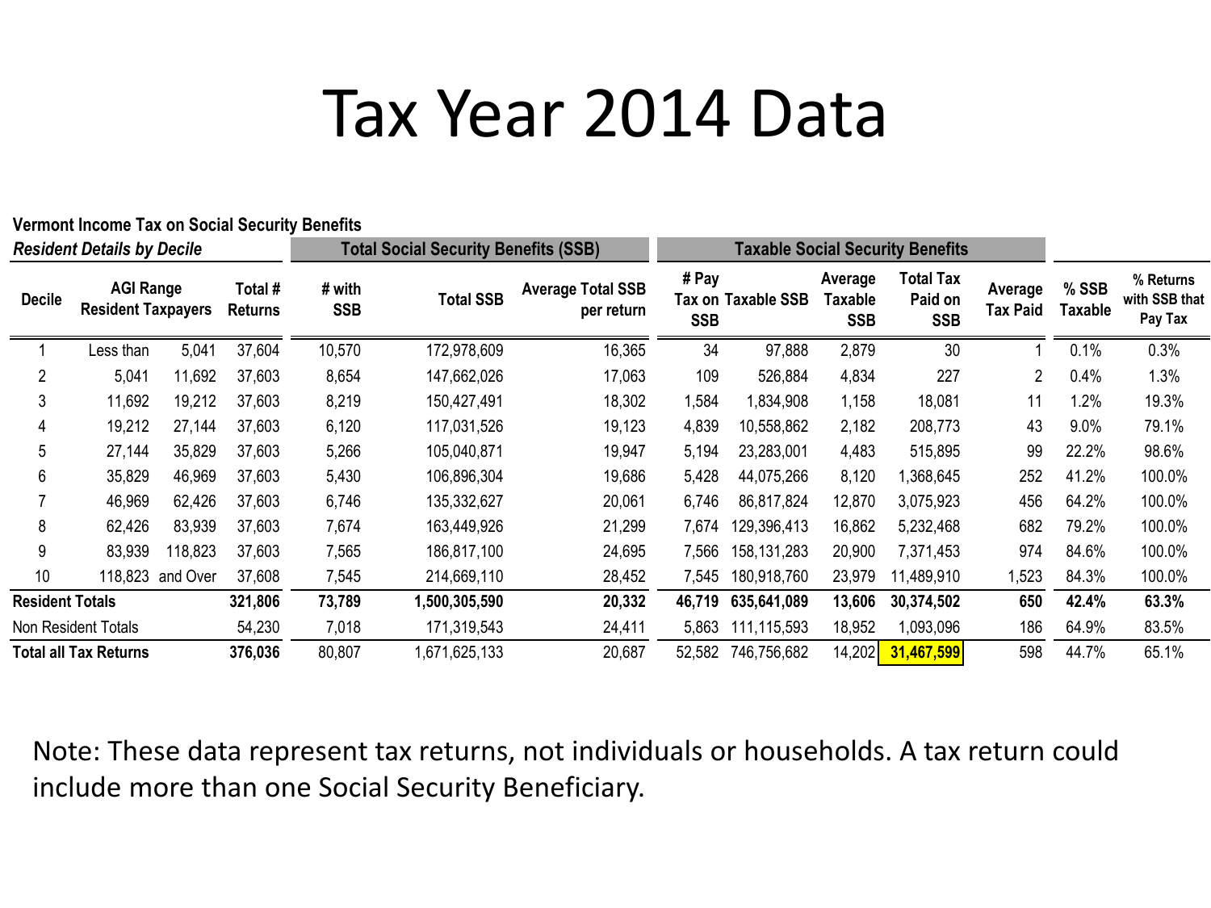# Tax Year 2014 Data

**Vermont Income Tax on Social Security Benefits**

| ***Resident Details by Decile*** | | | | **Total Social Security Benefits (SSB)** | | | **Taxable Social Security Benefits** | | | | | | |
|---|---|---|---|---|---|---|---|---|---|---|---|---|---|
| **Decile** | **AGI Range Resident Taxpayers** | | **Total # Returns** | **# with SSB** | **Total SSB** | **Average Total SSB per return** | **# Pay Tax on SSB** | **Taxable SSB** | **Average Taxable SSB** | **Total Tax Paid on SSB** | **Average Tax Paid** | **% SSB Taxable** | **% Returns with SSB that Pay Tax** |
| 1 | Less than | 5,041 | 37,604 | 10,570 | 172,978,609 | 16,365 | 34 | 97,888 | 2,879 | 30 | 1 | 0.1% | 0.3% |
| 2 | 5,041 | 11,692 | 37,603 | 8,654 | 147,662,026 | 17,063 | 109 | 526,884 | 4,834 | 227 | 2 | 0.4% | 1.3% |
| 3 | 11,692 | 19,212 | 37,603 | 8,219 | 150,427,491 | 18,302 | 1,584 | 1,834,908 | 1,158 | 18,081 | 11 | 1.2% | 19.3% |
| 4 | 19,212 | 27,144 | 37,603 | 6,120 | 117,031,526 | 19,123 | 4,839 | 10,558,862 | 2,182 | 208,773 | 43 | 9.0% | 79.1% |
| 5 | 27,144 | 35,829 | 37,603 | 5,266 | 105,040,871 | 19,947 | 5,194 | 23,283,001 | 4,483 | 515,895 | 99 | 22.2% | 98.6% |
| 6 | 35,829 | 46,969 | 37,603 | 5,430 | 106,896,304 | 19,686 | 5,428 | 44,075,266 | 8,120 | 1,368,645 | 252 | 41.2% | 100.0% |
| 7 | 46,969 | 62,426 | 37,603 | 6,746 | 135,332,627 | 20,061 | 6,746 | 86,817,824 | 12,870 | 3,075,923 | 456 | 64.2% | 100.0% |
| 8 | 62,426 | 83,939 | 37,603 | 7,674 | 163,449,926 | 21,299 | 7,674 | 129,396,413 | 16,862 | 5,232,468 | 682 | 79.2% | 100.0% |
| 9 | 83,939 | 118,823 | 37,603 | 7,565 | 186,817,100 | 24,695 | 7,566 | 158,131,283 | 20,900 | 7,371,453 | 974 | 84.6% | 100.0% |
| 10 | 118,823 | and Over | 37,608 | 7,545 | 214,669,110 | 28,452 | 7,545 | 180,918,760 | 23,979 | 11,489,910 | 1,523 | 84.3% | 100.0% |
| **Resident Totals** | | | **321,806** | **73,789** | **1,500,305,590** | **20,332** | **46,719** | **635,641,089** | **13,606** | **30,374,502** | **650** | **42.4%** | **63.3%** |
| Non Resident Totals | | | 54,230 | 7,018 | 171,319,543 | 24,411 | 5,863 | 111,115,593 | 18,952 | 1,093,096 | 186 | 64.9% | 83.5% |
| **Total all Tax Returns** | | | **376,036** | 80,807 | 1,671,625,133 | 20,687 | 52,582 | 746,756,682 | 14,202 | **31,467,599** | 598 | 44.7% | 65.1% |

Note: These data represent tax returns, not individuals or households. A tax return could include more than one Social Security Beneficiary.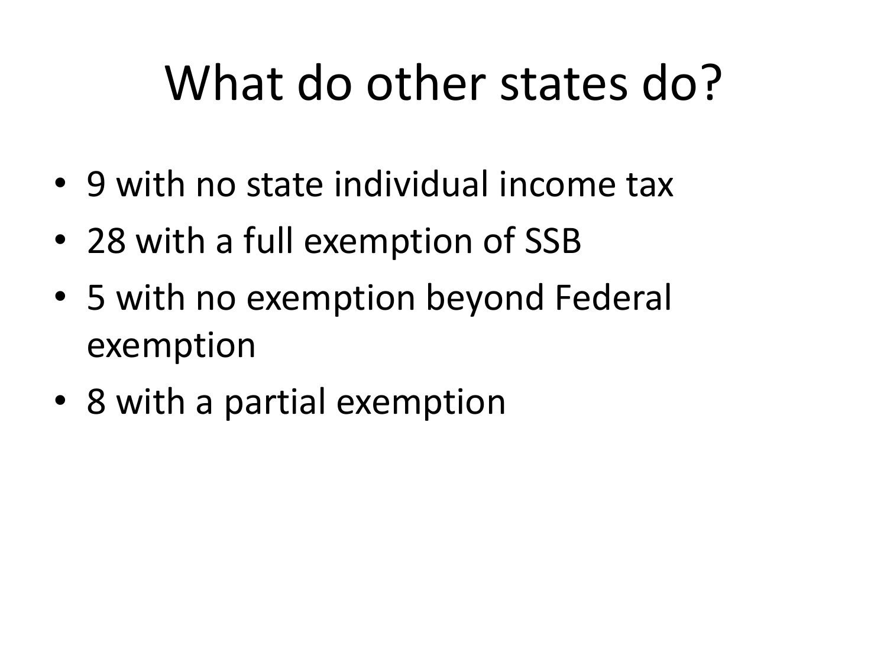# What do other states do?

- 9 with no state individual income tax
- 28 with a full exemption of SSB
- 5 with no exemption beyond Federal exemption
- 8 with a partial exemption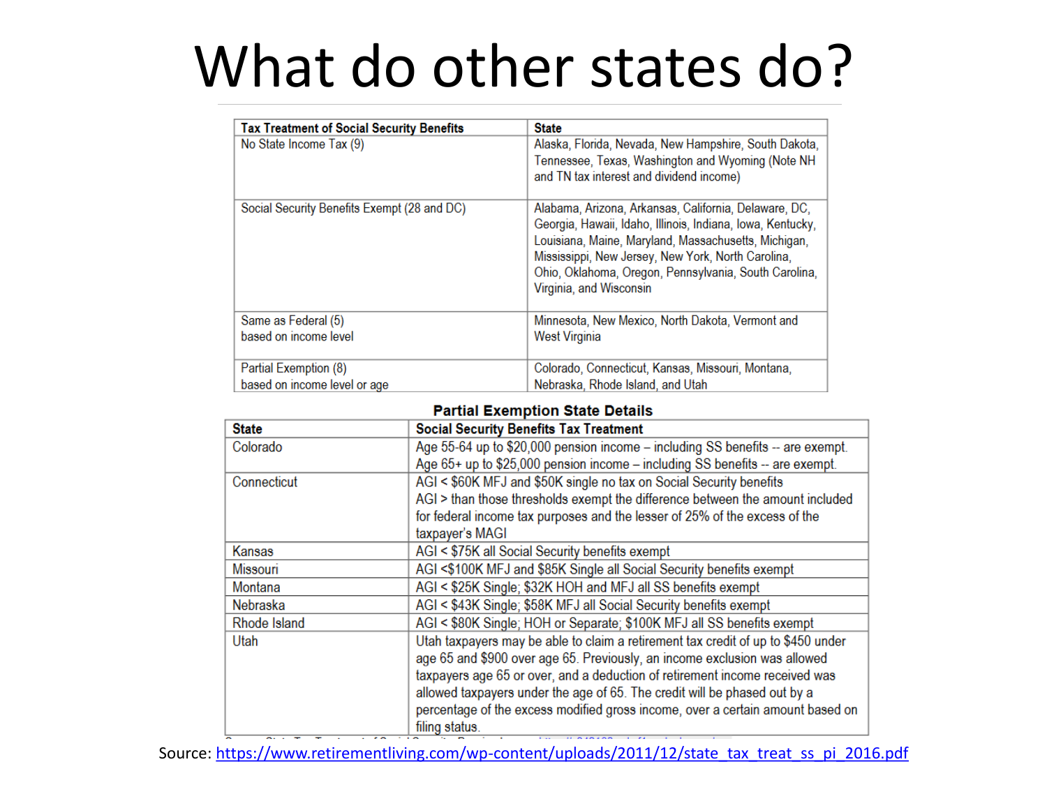# What do other states do?

| Tax Treatment of Social Security Benefits | State |
|---|---|
| No State Income Tax (9) | Alaska, Florida, Nevada, New Hampshire, South Dakota, Tennessee, Texas, Washington and Wyoming (Note NH and TN tax interest and dividend income) |
| Social Security Benefits Exempt (28 and DC) | Alabama, Arizona, Arkansas, California, Delaware, DC, Georgia, Hawaii, Idaho, Illinois, Indiana, Iowa, Kentucky, Louisiana, Maine, Maryland, Massachusetts, Michigan, Mississippi, New Jersey, New York, North Carolina, Ohio, Oklahoma, Oregon, Pennsylvania, South Carolina, Virginia, and Wisconsin |
| Same as Federal (5) based on income level | Minnesota, New Mexico, North Dakota, Vermont and West Virginia |
| Partial Exemption (8) based on income level or age | Colorado, Connecticut, Kansas, Missouri, Montana, Nebraska, Rhode Island, and Utah |

**Partial Exemption State Details**

| State | Social Security Benefits Tax Treatment |
|---|---|
| Colorado | Age 55-64 up to $20,000 pension income – including SS benefits -- are exempt. Age 65+ up to $25,000 pension income – including SS benefits -- are exempt. |
| Connecticut | AGI < $60K MFJ and $50K single no tax on Social Security benefits AGI > than those thresholds exempt the difference between the amount included for federal income tax purposes and the lesser of 25% of the excess of the taxpayer's MAGI |
| Kansas | AGI < $75K all Social Security benefits exempt |
| Missouri | AGI <$100K MFJ and $85K Single all Social Security benefits exempt |
| Montana | AGI < $25K Single; $32K HOH and MFJ all SS benefits exempt |
| Nebraska | AGI < $43K Single; $58K MFJ all Social Security benefits exempt |
| Rhode Island | AGI < $80K Single; HOH or Separate; $100K MFJ all SS benefits exempt |
| Utah | Utah taxpayers may be able to claim a retirement tax credit of up to $450 under age 65 and $900 over age 65. Previously, an income exclusion was allowed taxpayers age 65 or over, and a deduction of retirement income received was allowed taxpayers under the age of 65. The credit will be phased out by a percentage of the excess modified gross income, over a certain amount based on filing status. |

Source: https://www.retirementliving.com/wp-content/uploads/2011/12/state_tax_treat_ss_pi_2016.pdf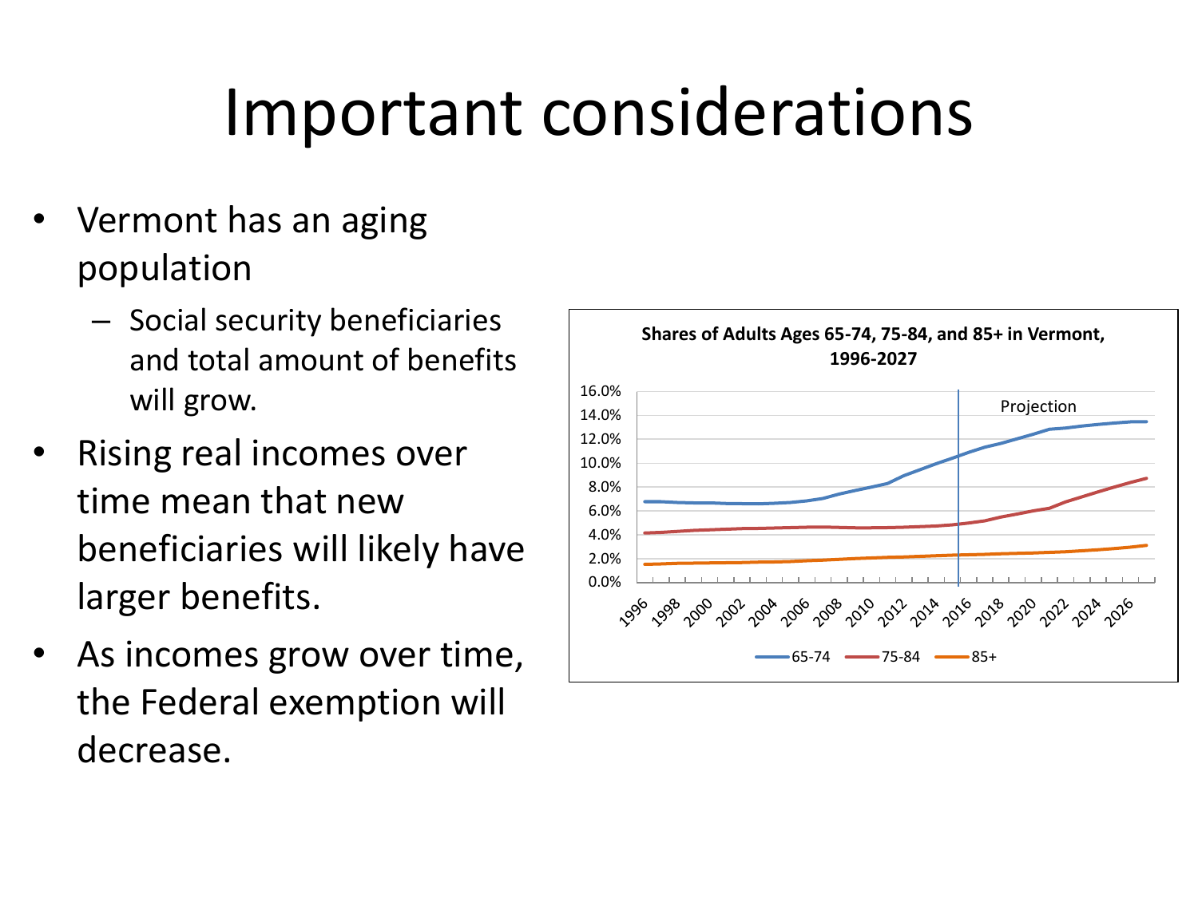# Important considerations

- Vermont has an aging population
  - Social security beneficiaries and total amount of benefits will grow.
- Rising real incomes over time mean that new beneficiaries will likely have larger benefits.
- As incomes grow over time, the Federal exemption will decrease.

**Shares of Adults Ages 65-74, 75-84, and 85+ in Vermont, 1996-2027**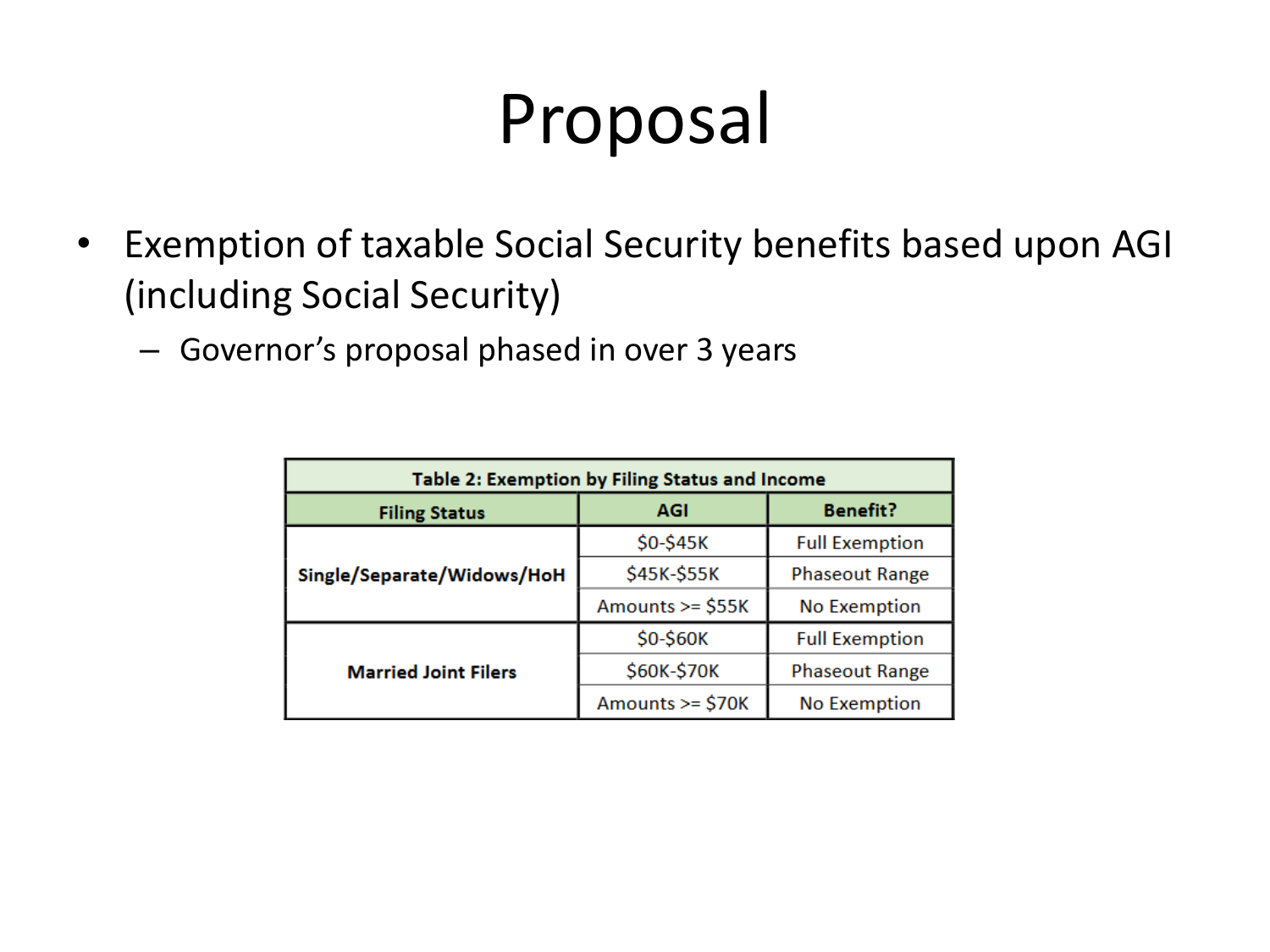# Proposal

- Exemption of taxable Social Security benefits based upon AGI (including Social Security)
  - Governor's proposal phased in over 3 years

**Table 2: Exemption by Filing Status and Income**

| Filing Status | AGI | Benefit? |
|---|---|---|
| Single/Separate/Widows/HoH | $0-$45K | Full Exemption |
| | $45K-$55K | Phaseout Range |
| | Amounts >= $55K | No Exemption |
| Married Joint Filers | $0-$60K | Full Exemption |
| | $60K-$70K | Phaseout Range |
| | Amounts >= $70K | No Exemption |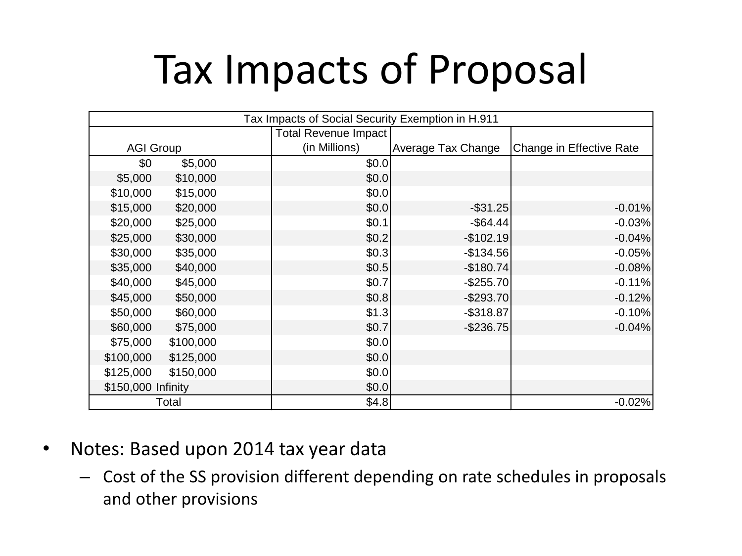# Tax Impacts of Proposal

| Tax Impacts of Social Security Exemption in H.911 | | | | |
|---|---|---|---|---|
| AGI Group | | Total Revenue Impact (in Millions) | Average Tax Change | Change in Effective Rate |
| $0 | $5,000 | $0.0 | | |
| $5,000 | $10,000 | $0.0 | | |
| $10,000 | $15,000 | $0.0 | | |
| $15,000 | $20,000 | $0.0 | -$31.25 | -0.01% |
| $20,000 | $25,000 | $0.1 | -$64.44 | -0.03% |
| $25,000 | $30,000 | $0.2 | -$102.19 | -0.04% |
| $30,000 | $35,000 | $0.3 | -$134.56 | -0.05% |
| $35,000 | $40,000 | $0.5 | -$180.74 | -0.08% |
| $40,000 | $45,000 | $0.7 | -$255.70 | -0.11% |
| $45,000 | $50,000 | $0.8 | -$293.70 | -0.12% |
| $50,000 | $60,000 | $1.3 | -$318.87 | -0.10% |
| $60,000 | $75,000 | $0.7 | -$236.75 | -0.04% |
| $75,000 | $100,000 | $0.0 | | |
| $100,000 | $125,000 | $0.0 | | |
| $125,000 | $150,000 | $0.0 | | |
| $150,000 | Infinity | $0.0 | | |
| Total | | $4.8 | | -0.02% |

- Notes: Based upon 2014 tax year data
  - Cost of the SS provision different depending on rate schedules in proposals and other provisions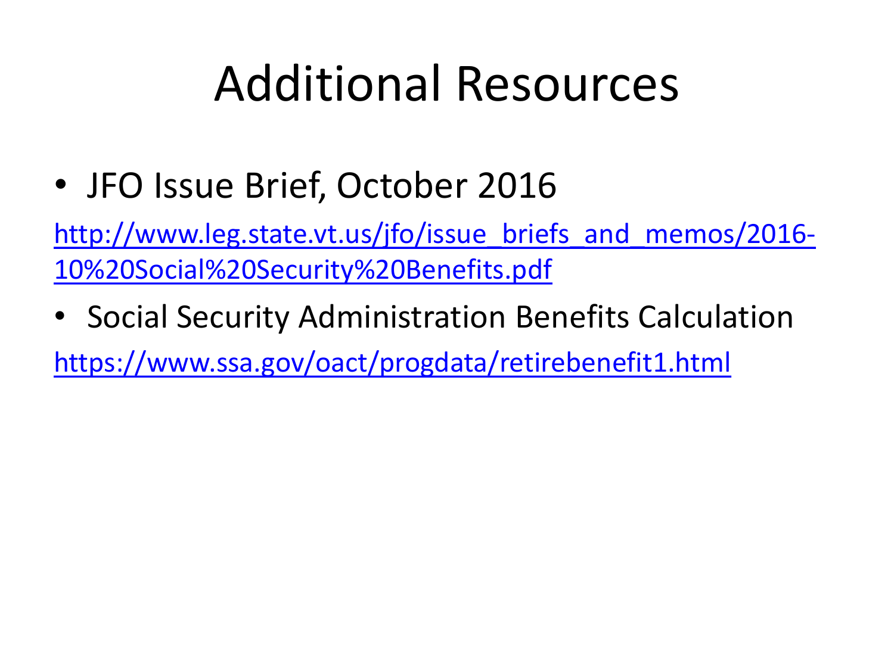# Additional Resources

- JFO Issue Brief, October 2016

http://www.leg.state.vt.us/jfo/issue_briefs_and_memos/2016-10%20Social%20Security%20Benefits.pdf

- Social Security Administration Benefits Calculation

https://www.ssa.gov/oact/progdata/retirebenefit1.html